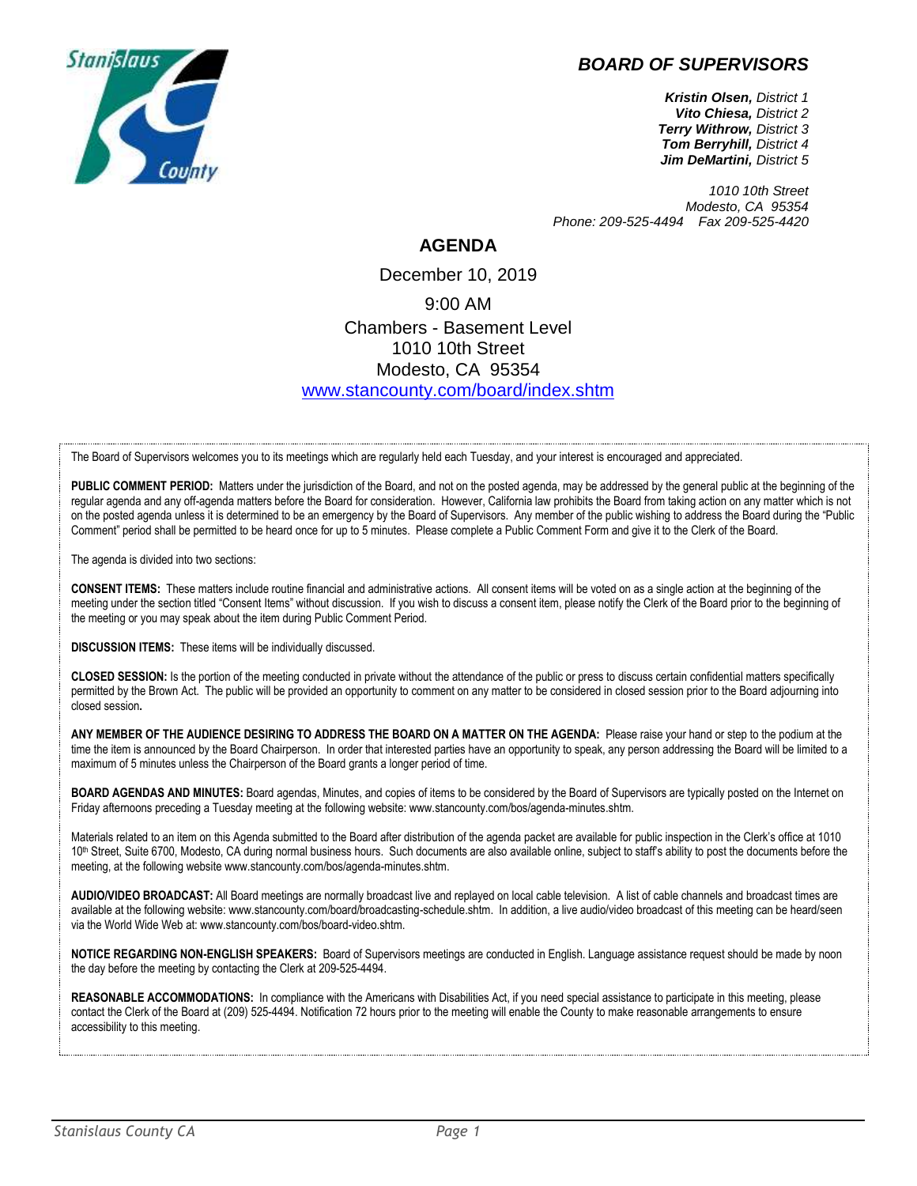# BOARD OF SUPERVISORS

***Kristin Olsen,*** *District 1*
***Vito Chiesa,*** *District 2*
***Terry Withrow,*** *District 3*
***Tom Berryhill,*** *District 4*
***Jim DeMartini,*** *District 5*

*1010 10th Street*
*Modesto, CA 95354*
*Phone: 209-525-4494 Fax 209-525-4420*

## AGENDA

December 10, 2019

9:00 AM

Chambers - Basement Level
1010 10th Street
Modesto, CA 95354
[www.stancounty.com/board/index.shtm](www.stancounty.com/board/index.shtm)

The Board of Supervisors welcomes you to its meetings which are regularly held each Tuesday, and your interest is encouraged and appreciated.

**PUBLIC COMMENT PERIOD:** Matters under the jurisdiction of the Board, and not on the posted agenda, may be addressed by the general public at the beginning of the regular agenda and any off-agenda matters before the Board for consideration. However, California law prohibits the Board from taking action on any matter which is not on the posted agenda unless it is determined to be an emergency by the Board of Supervisors. Any member of the public wishing to address the Board during the "Public Comment" period shall be permitted to be heard once for up to 5 minutes. Please complete a Public Comment Form and give it to the Clerk of the Board.

The agenda is divided into two sections:

**CONSENT ITEMS:** These matters include routine financial and administrative actions. All consent items will be voted on as a single action at the beginning of the meeting under the section titled "Consent Items" without discussion. If you wish to discuss a consent item, please notify the Clerk of the Board prior to the beginning of the meeting or you may speak about the item during Public Comment Period.

**DISCUSSION ITEMS:** These items will be individually discussed.

**CLOSED SESSION:** Is the portion of the meeting conducted in private without the attendance of the public or press to discuss certain confidential matters specifically permitted by the Brown Act. The public will be provided an opportunity to comment on any matter to be considered in closed session prior to the Board adjourning into closed session**.**

**ANY MEMBER OF THE AUDIENCE DESIRING TO ADDRESS THE BOARD ON A MATTER ON THE AGENDA:** Please raise your hand or step to the podium at the time the item is announced by the Board Chairperson. In order that interested parties have an opportunity to speak, any person addressing the Board will be limited to a maximum of 5 minutes unless the Chairperson of the Board grants a longer period of time.

**BOARD AGENDAS AND MINUTES:** Board agendas, Minutes, and copies of items to be considered by the Board of Supervisors are typically posted on the Internet on Friday afternoons preceding a Tuesday meeting at the following website: www.stancounty.com/bos/agenda-minutes.shtm.

Materials related to an item on this Agenda submitted to the Board after distribution of the agenda packet are available for public inspection in the Clerk's office at 1010 10th Street, Suite 6700, Modesto, CA during normal business hours. Such documents are also available online, subject to staff's ability to post the documents before the meeting, at the following website www.stancounty.com/bos/agenda-minutes.shtm.

**AUDIO/VIDEO BROADCAST:** All Board meetings are normally broadcast live and replayed on local cable television. A list of cable channels and broadcast times are available at the following website: www.stancounty.com/board/broadcasting-schedule.shtm. In addition, a live audio/video broadcast of this meeting can be heard/seen via the World Wide Web at: www.stancounty.com/bos/board-video.shtm.

**NOTICE REGARDING NON-ENGLISH SPEAKERS:** Board of Supervisors meetings are conducted in English. Language assistance request should be made by noon the day before the meeting by contacting the Clerk at 209-525-4494.

**REASONABLE ACCOMMODATIONS:** In compliance with the Americans with Disabilities Act, if you need special assistance to participate in this meeting, please contact the Clerk of the Board at (209) 525-4494. Notification 72 hours prior to the meeting will enable the County to make reasonable arrangements to ensure accessibility to this meeting.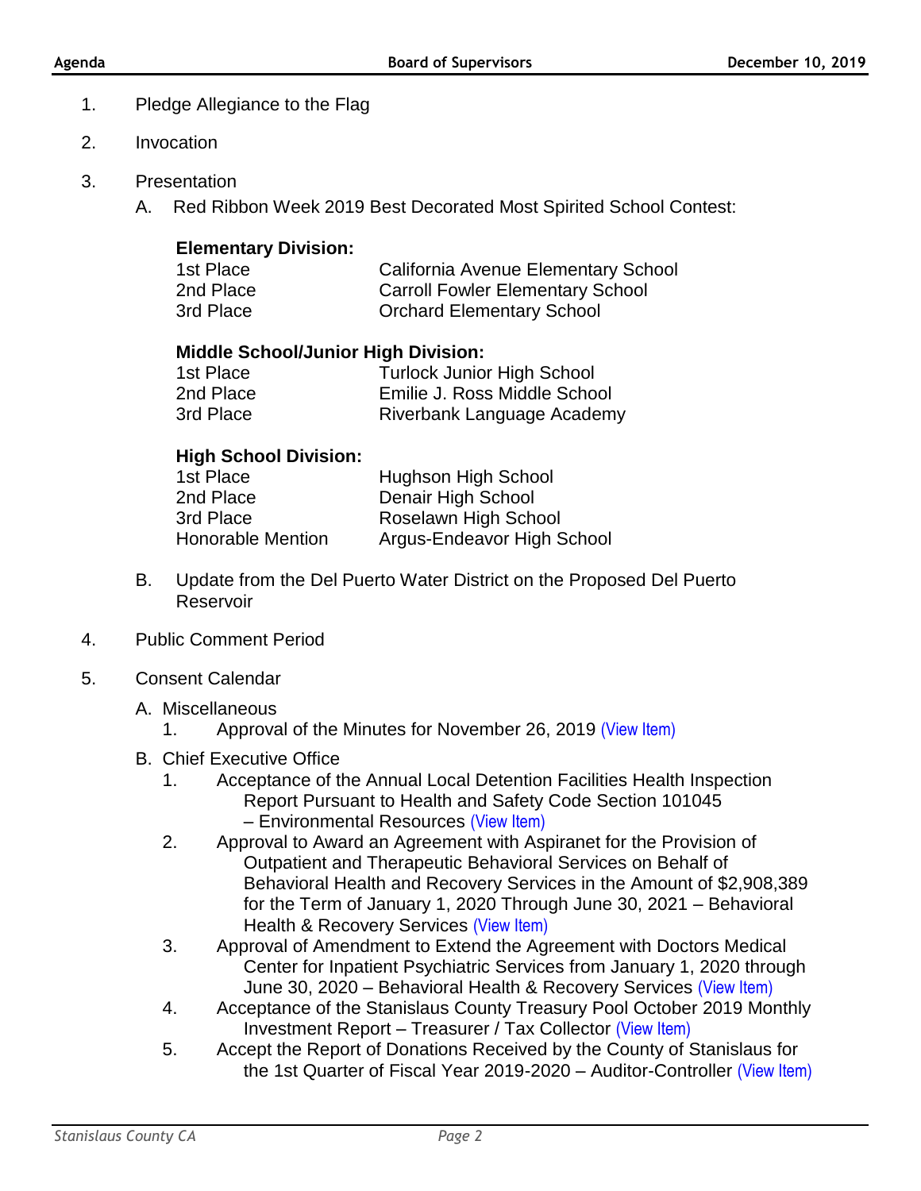1. Pledge Allegiance to the Flag

2. Invocation

3. Presentation

   A. Red Ribbon Week 2019 Best Decorated Most Spirited School Contest:

   **Elementary Division:**

   | | |
   |---|---|
   | 1st Place | California Avenue Elementary School |
   | 2nd Place | Carroll Fowler Elementary School |
   | 3rd Place | Orchard Elementary School |

   **Middle School/Junior High Division:**

   | | |
   |---|---|
   | 1st Place | Turlock Junior High School |
   | 2nd Place | Emilie J. Ross Middle School |
   | 3rd Place | Riverbank Language Academy |

   **High School Division:**

   | | |
   |---|---|
   | 1st Place | Hughson High School |
   | 2nd Place | Denair High School |
   | 3rd Place | Roselawn High School |
   | Honorable Mention | Argus-Endeavor High School |

   B. Update from the Del Puerto Water District on the Proposed Del Puerto Reservoir

4. Public Comment Period

5. Consent Calendar

   A. Miscellaneous

      1. Approval of the Minutes for November 26, 2019 (View Item)

   B. Chief Executive Office

      1. Acceptance of the Annual Local Detention Facilities Health Inspection Report Pursuant to Health and Safety Code Section 101045 – Environmental Resources (View Item)
      2. Approval to Award an Agreement with Aspiranet for the Provision of Outpatient and Therapeutic Behavioral Services on Behalf of Behavioral Health and Recovery Services in the Amount of $2,908,389 for the Term of January 1, 2020 Through June 30, 2021 – Behavioral Health & Recovery Services (View Item)
      3. Approval of Amendment to Extend the Agreement with Doctors Medical Center for Inpatient Psychiatric Services from January 1, 2020 through June 30, 2020 – Behavioral Health & Recovery Services (View Item)
      4. Acceptance of the Stanislaus County Treasury Pool October 2019 Monthly Investment Report – Treasurer / Tax Collector (View Item)
      5. Accept the Report of Donations Received by the County of Stanislaus for the 1st Quarter of Fiscal Year 2019-2020 – Auditor-Controller (View Item)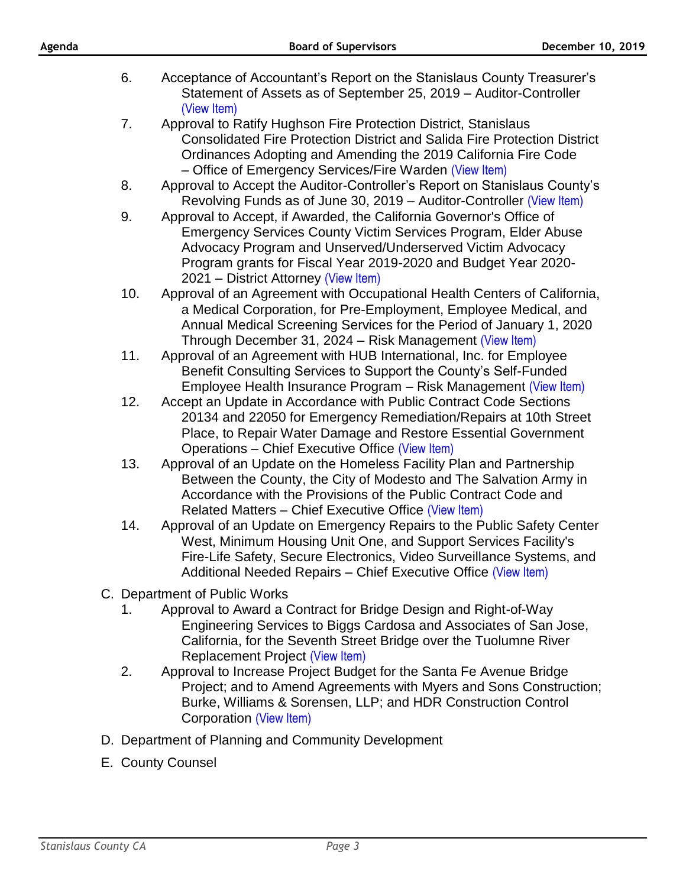6. Acceptance of Accountant's Report on the Stanislaus County Treasurer's Statement of Assets as of September 25, 2019 – Auditor-Controller (View Item)
7. Approval to Ratify Hughson Fire Protection District, Stanislaus Consolidated Fire Protection District and Salida Fire Protection District Ordinances Adopting and Amending the 2019 California Fire Code – Office of Emergency Services/Fire Warden (View Item)
8. Approval to Accept the Auditor-Controller's Report on Stanislaus County's Revolving Funds as of June 30, 2019 – Auditor-Controller (View Item)
9. Approval to Accept, if Awarded, the California Governor's Office of Emergency Services County Victim Services Program, Elder Abuse Advocacy Program and Unserved/Underserved Victim Advocacy Program grants for Fiscal Year 2019-2020 and Budget Year 2020-2021 – District Attorney (View Item)
10. Approval of an Agreement with Occupational Health Centers of California, a Medical Corporation, for Pre-Employment, Employee Medical, and Annual Medical Screening Services for the Period of January 1, 2020 Through December 31, 2024 – Risk Management (View Item)
11. Approval of an Agreement with HUB International, Inc. for Employee Benefit Consulting Services to Support the County's Self-Funded Employee Health Insurance Program – Risk Management (View Item)
12. Accept an Update in Accordance with Public Contract Code Sections 20134 and 22050 for Emergency Remediation/Repairs at 10th Street Place, to Repair Water Damage and Restore Essential Government Operations – Chief Executive Office (View Item)
13. Approval of an Update on the Homeless Facility Plan and Partnership Between the County, the City of Modesto and The Salvation Army in Accordance with the Provisions of the Public Contract Code and Related Matters – Chief Executive Office (View Item)
14. Approval of an Update on Emergency Repairs to the Public Safety Center West, Minimum Housing Unit One, and Support Services Facility's Fire-Life Safety, Secure Electronics, Video Surveillance Systems, and Additional Needed Repairs – Chief Executive Office (View Item)

C. Department of Public Works

1. Approval to Award a Contract for Bridge Design and Right-of-Way Engineering Services to Biggs Cardosa and Associates of San Jose, California, for the Seventh Street Bridge over the Tuolumne River Replacement Project (View Item)
2. Approval to Increase Project Budget for the Santa Fe Avenue Bridge Project; and to Amend Agreements with Myers and Sons Construction; Burke, Williams & Sorensen, LLP; and HDR Construction Control Corporation (View Item)

D. Department of Planning and Community Development

E. County Counsel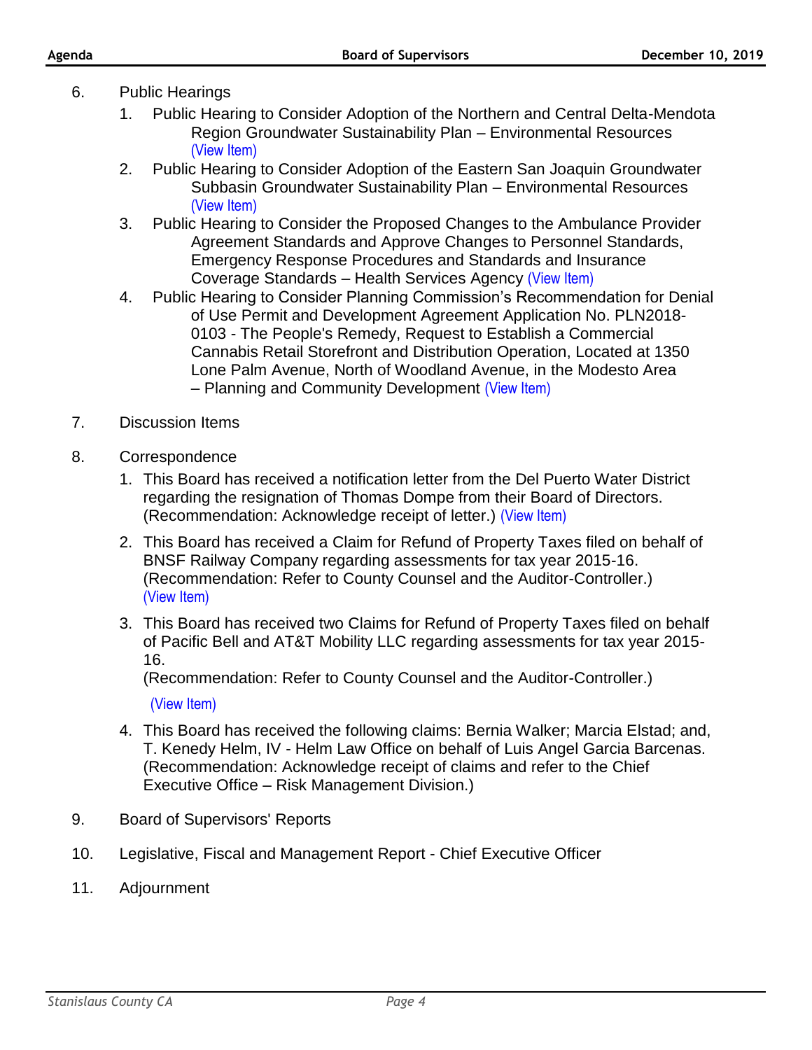6. Public Hearings
   1. Public Hearing to Consider Adoption of the Northern and Central Delta-Mendota Region Groundwater Sustainability Plan – Environmental Resources (View Item)
   2. Public Hearing to Consider Adoption of the Eastern San Joaquin Groundwater Subbasin Groundwater Sustainability Plan – Environmental Resources (View Item)
   3. Public Hearing to Consider the Proposed Changes to the Ambulance Provider Agreement Standards and Approve Changes to Personnel Standards, Emergency Response Procedures and Standards and Insurance Coverage Standards – Health Services Agency (View Item)
   4. Public Hearing to Consider Planning Commission's Recommendation for Denial of Use Permit and Development Agreement Application No. PLN2018-0103 - The People's Remedy, Request to Establish a Commercial Cannabis Retail Storefront and Distribution Operation, Located at 1350 Lone Palm Avenue, North of Woodland Avenue, in the Modesto Area – Planning and Community Development (View Item)

7. Discussion Items

8. Correspondence
   1. This Board has received a notification letter from the Del Puerto Water District regarding the resignation of Thomas Dompe from their Board of Directors. (Recommendation: Acknowledge receipt of letter.) (View Item)
   2. This Board has received a Claim for Refund of Property Taxes filed on behalf of BNSF Railway Company regarding assessments for tax year 2015-16. (Recommendation: Refer to County Counsel and the Auditor-Controller.) (View Item)
   3. This Board has received two Claims for Refund of Property Taxes filed on behalf of Pacific Bell and AT&T Mobility LLC regarding assessments for tax year 2015-16.
      (Recommendation: Refer to County Counsel and the Auditor-Controller.)
      (View Item)
   4. This Board has received the following claims: Bernia Walker; Marcia Elstad; and, T. Kenedy Helm, IV - Helm Law Office on behalf of Luis Angel Garcia Barcenas. (Recommendation: Acknowledge receipt of claims and refer to the Chief Executive Office – Risk Management Division.)

9. Board of Supervisors' Reports

10. Legislative, Fiscal and Management Report - Chief Executive Officer

11. Adjournment